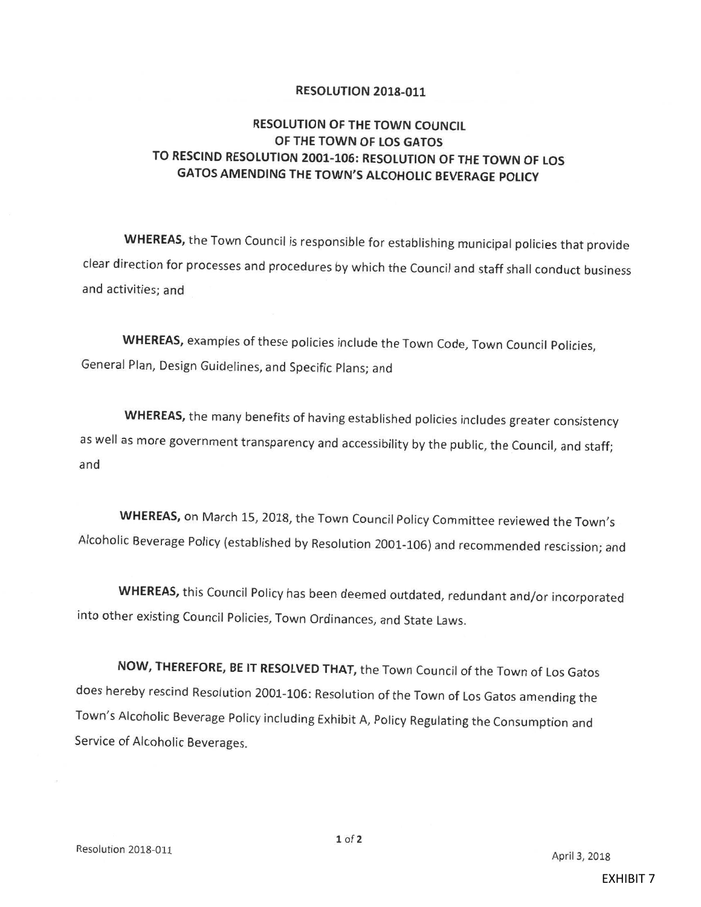**RESOLUTION 2018-011**

**RESOLUTION OF THE TOWN COUNCIL**
**OF THE TOWN OF LOS GATOS**
**TO RESCIND RESOLUTION 2001-106: RESOLUTION OF THE TOWN OF LOS GATOS AMENDING THE TOWN'S ALCOHOLIC BEVERAGE POLICY**

**WHEREAS,** the Town Council is responsible for establishing municipal policies that provide clear direction for processes and procedures by which the Council and staff shall conduct business and activities; and

**WHEREAS,** examples of these policies include the Town Code, Town Council Policies, General Plan, Design Guidelines, and Specific Plans; and

**WHEREAS,** the many benefits of having established policies includes greater consistency as well as more government transparency and accessibility by the public, the Council, and staff; and

**WHEREAS,** on March 15, 2018, the Town Council Policy Committee reviewed the Town's Alcoholic Beverage Policy (established by Resolution 2001-106) and recommended rescission; and

**WHEREAS,** this Council Policy has been deemed outdated, redundant and/or incorporated into other existing Council Policies, Town Ordinances, and State Laws.

**NOW, THEREFORE, BE IT RESOLVED THAT,** the Town Council of the Town of Los Gatos does hereby rescind Resolution 2001-106: Resolution of the Town of Los Gatos amending the Town's Alcoholic Beverage Policy including Exhibit A, Policy Regulating the Consumption and Service of Alcoholic Beverages.

EXHIBIT 7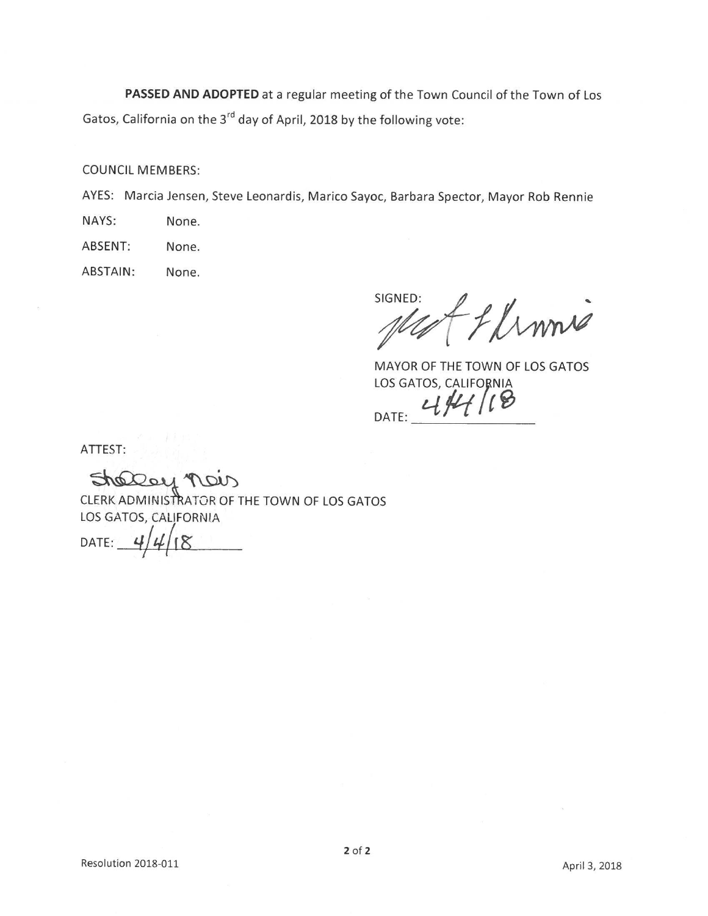**PASSED AND ADOPTED** at a regular meeting of the Town Council of the Town of Los Gatos, California on the 3rd day of April, 2018 by the following vote:

COUNCIL MEMBERS:

AYES: Marcia Jensen, Steve Leonardis, Marico Sayoc, Barbara Spector, Mayor Rob Rennie

NAYS: None.

ABSENT: None.

ABSTAIN: None.

SIGNED:

MAYOR OF THE TOWN OF LOS GATOS
LOS GATOS, CALIFORNIA

DATE: 4/4/18

ATTEST:

CLERK ADMINISTRATOR OF THE TOWN OF LOS GATOS
LOS GATOS, CALIFORNIA

DATE: 4/4/18

Resolution 2018-011

April 3, 2018